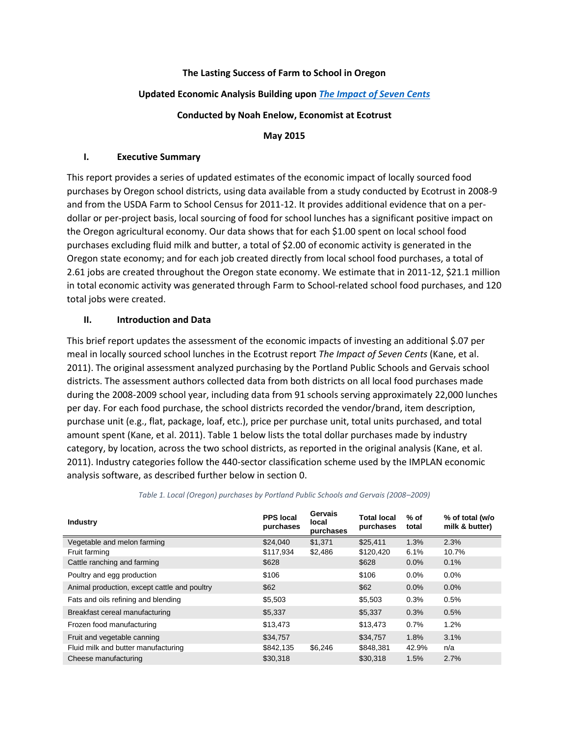**The Lasting Success of Farm to School in Oregon**

**Updated Economic Analysis Building upon *The Impact of Seven Cents***

**Conducted by Noah Enelow, Economist at Ecotrust**

**May 2015**

## I. Executive Summary

This report provides a series of updated estimates of the economic impact of locally sourced food purchases by Oregon school districts, using data available from a study conducted by Ecotrust in 2008-9 and from the USDA Farm to School Census for 2011-12. It provides additional evidence that on a per-dollar or per-project basis, local sourcing of food for school lunches has a significant positive impact on the Oregon agricultural economy. Our data shows that for each $1.00 spent on local school food purchases excluding fluid milk and butter, a total of $2.00 of economic activity is generated in the Oregon state economy; and for each job created directly from local school food purchases, a total of 2.61 jobs are created throughout the Oregon state economy. We estimate that in 2011-12, $21.1 million in total economic activity was generated through Farm to School-related school food purchases, and 120 total jobs were created.

## II. Introduction and Data

This brief report updates the assessment of the economic impacts of investing an additional $.07 per meal in locally sourced school lunches in the Ecotrust report *The Impact of Seven Cents* (Kane, et al. 2011). The original assessment analyzed purchasing by the Portland Public Schools and Gervais school districts. The assessment authors collected data from both districts on all local food purchases made during the 2008-2009 school year, including data from 91 schools serving approximately 22,000 lunches per day. For each food purchase, the school districts recorded the vendor/brand, item description, purchase unit (e.g., flat, package, loaf, etc.), price per purchase unit, total units purchased, and total amount spent (Kane, et al. 2011). Table 1 below lists the total dollar purchases made by industry category, by location, across the two school districts, as reported in the original analysis (Kane, et al. 2011). Industry categories follow the 440-sector classification scheme used by the IMPLAN economic analysis software, as described further below in section 0.

*Table 1. Local (Oregon) purchases by Portland Public Schools and Gervais (2008–2009)*

| Industry | PPS local purchases | Gervais local purchases | Total local purchases | % of total | % of total (w/o milk & butter) |
|---|---|---|---|---|---|
| Vegetable and melon farming | $24,040 | $1,371 | $25,411 | 1.3% | 2.3% |
| Fruit farming | $117,934 | $2,486 | $120,420 | 6.1% | 10.7% |
| Cattle ranching and farming | $628 | | $628 | 0.0% | 0.1% |
| Poultry and egg production | $106 | | $106 | 0.0% | 0.0% |
| Animal production, except cattle and poultry | $62 | | $62 | 0.0% | 0.0% |
| Fats and oils refining and blending | $5,503 | | $5,503 | 0.3% | 0.5% |
| Breakfast cereal manufacturing | $5,337 | | $5,337 | 0.3% | 0.5% |
| Frozen food manufacturing | $13,473 | | $13,473 | 0.7% | 1.2% |
| Fruit and vegetable canning | $34,757 | | $34,757 | 1.8% | 3.1% |
| Fluid milk and butter manufacturing | $842,135 | $6,246 | $848,381 | 42.9% | n/a |
| Cheese manufacturing | $30,318 | | $30,318 | 1.5% | 2.7% |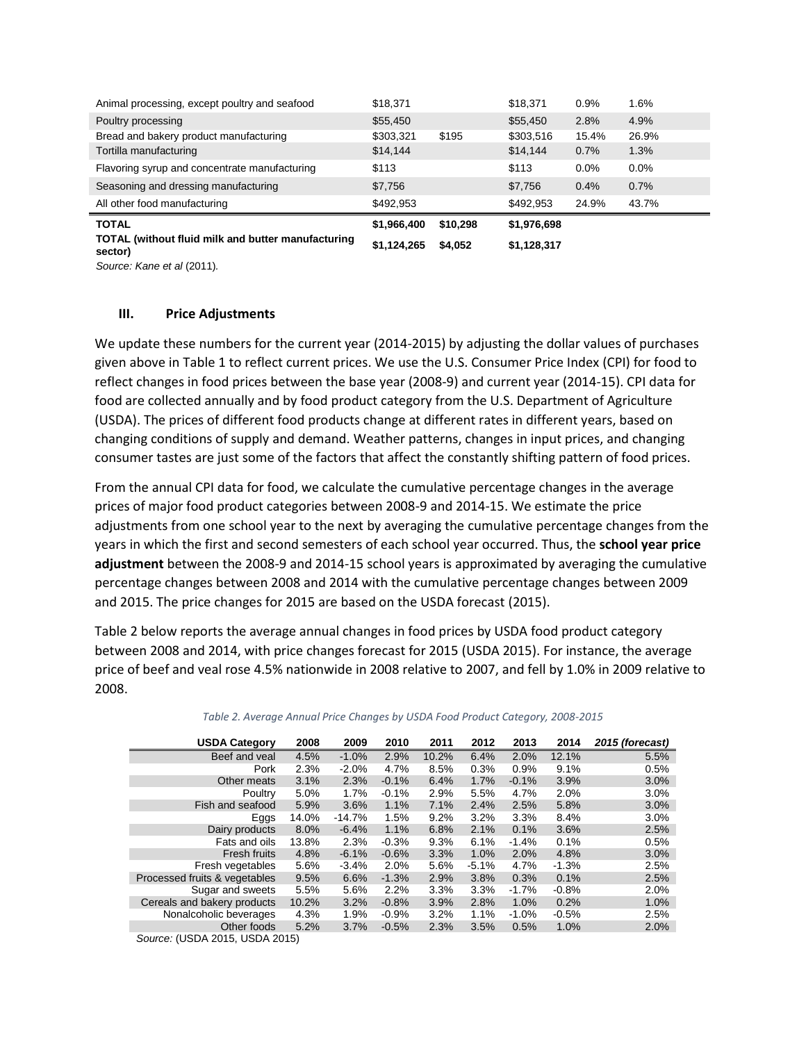| Animal processing, except poultry and seafood | $18,371 | | $18,371 | 0.9% | 1.6% |
|---|---|---|---|---|---|
| Poultry processing | $55,450 | | $55,450 | 2.8% | 4.9% |
| Bread and bakery product manufacturing | $303,321 | $195 | $303,516 | 15.4% | 26.9% |
| Tortilla manufacturing | $14,144 | | $14,144 | 0.7% | 1.3% |
| Flavoring syrup and concentrate manufacturing | $113 | | $113 | 0.0% | 0.0% |
| Seasoning and dressing manufacturing | $7,756 | | $7,756 | 0.4% | 0.7% |
| All other food manufacturing | $492,953 | | $492,953 | 24.9% | 43.7% |
| **TOTAL** | **$1,966,400** | **$10,298** | **$1,976,698** | | |
| **TOTAL (without fluid milk and butter manufacturing sector)** | **$1,124,265** | **$4,052** | **$1,128,317** | | |

*Source: Kane et al* (2011).

## III. Price Adjustments

We update these numbers for the current year (2014-2015) by adjusting the dollar values of purchases given above in Table 1 to reflect current prices. We use the U.S. Consumer Price Index (CPI) for food to reflect changes in food prices between the base year (2008-9) and current year (2014-15). CPI data for food are collected annually and by food product category from the U.S. Department of Agriculture (USDA). The prices of different food products change at different rates in different years, based on changing conditions of supply and demand. Weather patterns, changes in input prices, and changing consumer tastes are just some of the factors that affect the constantly shifting pattern of food prices.

From the annual CPI data for food, we calculate the cumulative percentage changes in the average prices of major food product categories between 2008-9 and 2014-15. We estimate the price adjustments from one school year to the next by averaging the cumulative percentage changes from the years in which the first and second semesters of each school year occurred. Thus, the **school year price adjustment** between the 2008-9 and 2014-15 school years is approximated by averaging the cumulative percentage changes between 2008 and 2014 with the cumulative percentage changes between 2009 and 2015. The price changes for 2015 are based on the USDA forecast (2015).

Table 2 below reports the average annual changes in food prices by USDA food product category between 2008 and 2014, with price changes forecast for 2015 (USDA 2015). For instance, the average price of beef and veal rose 4.5% nationwide in 2008 relative to 2007, and fell by 1.0% in 2009 relative to 2008.

*Table 2. Average Annual Price Changes by USDA Food Product Category, 2008-2015*

| USDA Category | 2008 | 2009 | 2010 | 2011 | 2012 | 2013 | 2014 | *2015 (forecast)* |
|---|---|---|---|---|---|---|---|---|
| Beef and veal | 4.5% | -1.0% | 2.9% | 10.2% | 6.4% | 2.0% | 12.1% | 5.5% |
| Pork | 2.3% | -2.0% | 4.7% | 8.5% | 0.3% | 0.9% | 9.1% | 0.5% |
| Other meats | 3.1% | 2.3% | -0.1% | 6.4% | 1.7% | -0.1% | 3.9% | 3.0% |
| Poultry | 5.0% | 1.7% | -0.1% | 2.9% | 5.5% | 4.7% | 2.0% | 3.0% |
| Fish and seafood | 5.9% | 3.6% | 1.1% | 7.1% | 2.4% | 2.5% | 5.8% | 3.0% |
| Eggs | 14.0% | -14.7% | 1.5% | 9.2% | 3.2% | 3.3% | 8.4% | 3.0% |
| Dairy products | 8.0% | -6.4% | 1.1% | 6.8% | 2.1% | 0.1% | 3.6% | 2.5% |
| Fats and oils | 13.8% | 2.3% | -0.3% | 9.3% | 6.1% | -1.4% | 0.1% | 0.5% |
| Fresh fruits | 4.8% | -6.1% | -0.6% | 3.3% | 1.0% | 2.0% | 4.8% | 3.0% |
| Fresh vegetables | 5.6% | -3.4% | 2.0% | 5.6% | -5.1% | 4.7% | -1.3% | 2.5% |
| Processed fruits & vegetables | 9.5% | 6.6% | -1.3% | 2.9% | 3.8% | 0.3% | 0.1% | 2.5% |
| Sugar and sweets | 5.5% | 5.6% | 2.2% | 3.3% | 3.3% | -1.7% | -0.8% | 2.0% |
| Cereals and bakery products | 10.2% | 3.2% | -0.8% | 3.9% | 2.8% | 1.0% | 0.2% | 1.0% |
| Nonalcoholic beverages | 4.3% | 1.9% | -0.9% | 3.2% | 1.1% | -1.0% | -0.5% | 2.5% |
| Other foods | 5.2% | 3.7% | -0.5% | 2.3% | 3.5% | 0.5% | 1.0% | 2.0% |

*Source:* (USDA 2015, USDA 2015)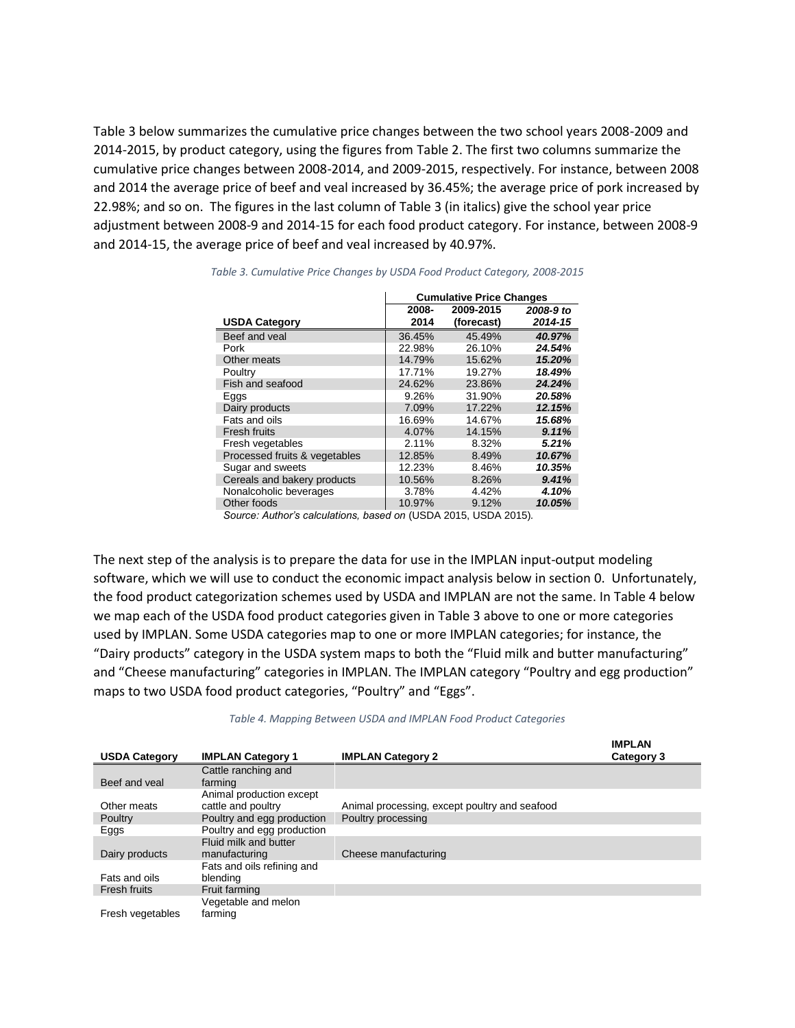Table 3 below summarizes the cumulative price changes between the two school years 2008-2009 and 2014-2015, by product category, using the figures from Table 2. The first two columns summarize the cumulative price changes between 2008-2014, and 2009-2015, respectively. For instance, between 2008 and 2014 the average price of beef and veal increased by 36.45%; the average price of pork increased by 22.98%; and so on. The figures in the last column of Table 3 (in italics) give the school year price adjustment between 2008-9 and 2014-15 for each food product category. For instance, between 2008-9 and 2014-15, the average price of beef and veal increased by 40.97%.

*Table 3. Cumulative Price Changes by USDA Food Product Category, 2008-2015*

| | Cumulative Price Changes | | |
|---|---|---|---|
| **USDA Category** | **2008-2014** | **2009-2015 (forecast)** | ***2008-9 to 2014-15*** |
| Beef and veal | 36.45% | 45.49% | ***40.97%*** |
| Pork | 22.98% | 26.10% | ***24.54%*** |
| Other meats | 14.79% | 15.62% | ***15.20%*** |
| Poultry | 17.71% | 19.27% | ***18.49%*** |
| Fish and seafood | 24.62% | 23.86% | ***24.24%*** |
| Eggs | 9.26% | 31.90% | ***20.58%*** |
| Dairy products | 7.09% | 17.22% | ***12.15%*** |
| Fats and oils | 16.69% | 14.67% | ***15.68%*** |
| Fresh fruits | 4.07% | 14.15% | ***9.11%*** |
| Fresh vegetables | 2.11% | 8.32% | ***5.21%*** |
| Processed fruits & vegetables | 12.85% | 8.49% | ***10.67%*** |
| Sugar and sweets | 12.23% | 8.46% | ***10.35%*** |
| Cereals and bakery products | 10.56% | 8.26% | ***9.41%*** |
| Nonalcoholic beverages | 3.78% | 4.42% | ***4.10%*** |
| Other foods | 10.97% | 9.12% | ***10.05%*** |

*Source: Author's calculations, based on* (USDA 2015, USDA 2015).

The next step of the analysis is to prepare the data for use in the IMPLAN input-output modeling software, which we will use to conduct the economic impact analysis below in section 0. Unfortunately, the food product categorization schemes used by USDA and IMPLAN are not the same. In Table 4 below we map each of the USDA food product categories given in Table 3 above to one or more categories used by IMPLAN. Some USDA categories map to one or more IMPLAN categories; for instance, the "Dairy products" category in the USDA system maps to both the "Fluid milk and butter manufacturing" and "Cheese manufacturing" categories in IMPLAN. The IMPLAN category "Poultry and egg production" maps to two USDA food product categories, "Poultry" and "Eggs".

*Table 4. Mapping Between USDA and IMPLAN Food Product Categories*

| **USDA Category** | **IMPLAN Category 1** | **IMPLAN Category 2** | **IMPLAN Category 3** |
|---|---|---|---|
| Beef and veal | Cattle ranching and farming | | |
| Other meats | Animal production except cattle and poultry | Animal processing, except poultry and seafood | |
| Poultry | Poultry and egg production | Poultry processing | |
| Eggs | Poultry and egg production | | |
| Dairy products | Fluid milk and butter manufacturing | Cheese manufacturing | |
| Fats and oils | Fats and oils refining and blending | | |
| Fresh fruits | Fruit farming | | |
| Fresh vegetables | Vegetable and melon farming | | |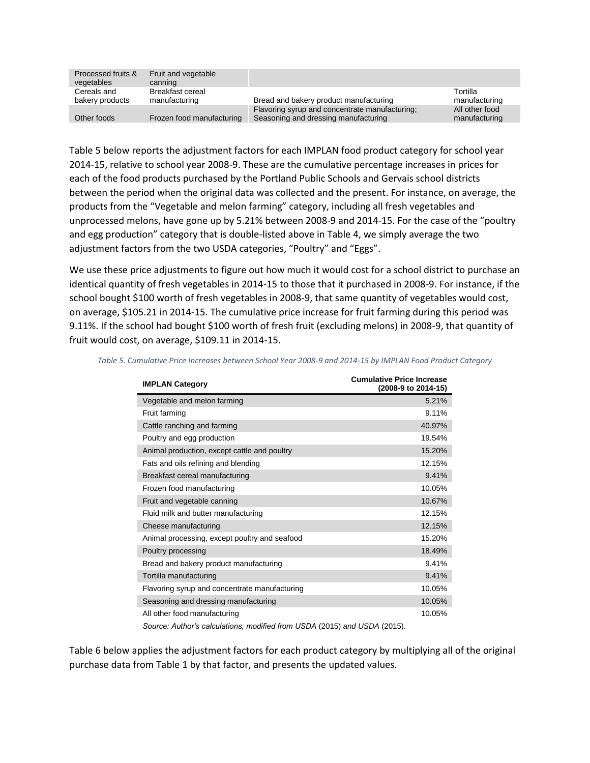| Processed fruits & vegetables | Fruit and vegetable canning | | |
|---|---|---|---|
| Cereals and bakery products | Breakfast cereal manufacturing | Bread and bakery product manufacturing | Tortilla manufacturing |
| Other foods | Frozen food manufacturing | Flavoring syrup and concentrate manufacturing; Seasoning and dressing manufacturing | All other food manufacturing |

Table 5 below reports the adjustment factors for each IMPLAN food product category for school year 2014-15, relative to school year 2008-9. These are the cumulative percentage increases in prices for each of the food products purchased by the Portland Public Schools and Gervais school districts between the period when the original data was collected and the present. For instance, on average, the products from the "Vegetable and melon farming" category, including all fresh vegetables and unprocessed melons, have gone up by 5.21% between 2008-9 and 2014-15. For the case of the "poultry and egg production" category that is double-listed above in Table 4, we simply average the two adjustment factors from the two USDA categories, "Poultry" and "Eggs".

We use these price adjustments to figure out how much it would cost for a school district to purchase an identical quantity of fresh vegetables in 2014-15 to those that it purchased in 2008-9. For instance, if the school bought $100 worth of fresh vegetables in 2008-9, that same quantity of vegetables would cost, on average, $105.21 in 2014-15. The cumulative price increase for fruit farming during this period was 9.11%. If the school had bought $100 worth of fresh fruit (excluding melons) in 2008-9, that quantity of fruit would cost, on average, $109.11 in 2014-15.

*Table 5. Cumulative Price Increases between School Year 2008-9 and 2014-15 by IMPLAN Food Product Category*

| IMPLAN Category | Cumulative Price Increase (2008-9 to 2014-15) |
|---|---|
| Vegetable and melon farming | 5.21% |
| Fruit farming | 9.11% |
| Cattle ranching and farming | 40.97% |
| Poultry and egg production | 19.54% |
| Animal production, except cattle and poultry | 15.20% |
| Fats and oils refining and blending | 12.15% |
| Breakfast cereal manufacturing | 9.41% |
| Frozen food manufacturing | 10.05% |
| Fruit and vegetable canning | 10.67% |
| Fluid milk and butter manufacturing | 12.15% |
| Cheese manufacturing | 12.15% |
| Animal processing, except poultry and seafood | 15.20% |
| Poultry processing | 18.49% |
| Bread and bakery product manufacturing | 9.41% |
| Tortilla manufacturing | 9.41% |
| Flavoring syrup and concentrate manufacturing | 10.05% |
| Seasoning and dressing manufacturing | 10.05% |
| All other food manufacturing | 10.05% |

*Source: Author's calculations, modified from USDA (2015) and USDA (2015).*

Table 6 below applies the adjustment factors for each product category by multiplying all of the original purchase data from Table 1 by that factor, and presents the updated values.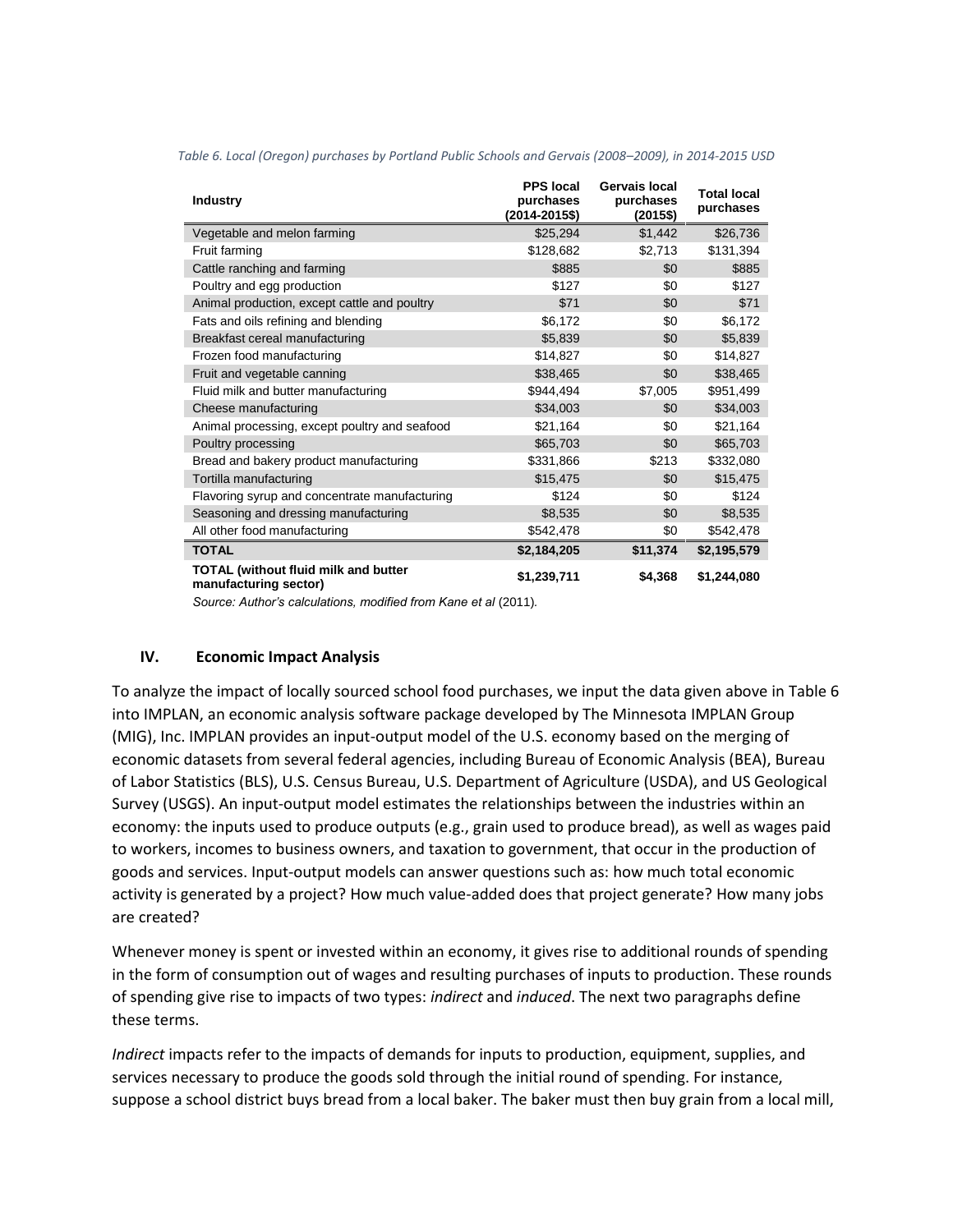*Table 6. Local (Oregon) purchases by Portland Public Schools and Gervais (2008–2009), in 2014-2015 USD*

| Industry | PPS local purchases (2014-2015$) | Gervais local purchases (2015$) | Total local purchases |
|---|---|---|---|
| Vegetable and melon farming | $25,294 | $1,442 | $26,736 |
| Fruit farming | $128,682 | $2,713 | $131,394 |
| Cattle ranching and farming | $885 | $0 | $885 |
| Poultry and egg production | $127 | $0 | $127 |
| Animal production, except cattle and poultry | $71 | $0 | $71 |
| Fats and oils refining and blending | $6,172 | $0 | $6,172 |
| Breakfast cereal manufacturing | $5,839 | $0 | $5,839 |
| Frozen food manufacturing | $14,827 | $0 | $14,827 |
| Fruit and vegetable canning | $38,465 | $0 | $38,465 |
| Fluid milk and butter manufacturing | $944,494 | $7,005 | $951,499 |
| Cheese manufacturing | $34,003 | $0 | $34,003 |
| Animal processing, except poultry and seafood | $21,164 | $0 | $21,164 |
| Poultry processing | $65,703 | $0 | $65,703 |
| Bread and bakery product manufacturing | $331,866 | $213 | $332,080 |
| Tortilla manufacturing | $15,475 | $0 | $15,475 |
| Flavoring syrup and concentrate manufacturing | $124 | $0 | $124 |
| Seasoning and dressing manufacturing | $8,535 | $0 | $8,535 |
| All other food manufacturing | $542,478 | $0 | $542,478 |
| **TOTAL** | **$2,184,205** | **$11,374** | **$2,195,579** |
| **TOTAL (without fluid milk and butter manufacturing sector)** | **$1,239,711** | **$4,368** | **$1,244,080** |

*Source: Author's calculations, modified from Kane et al* (2011).

## IV. Economic Impact Analysis

To analyze the impact of locally sourced school food purchases, we input the data given above in Table 6 into IMPLAN, an economic analysis software package developed by The Minnesota IMPLAN Group (MIG), Inc. IMPLAN provides an input-output model of the U.S. economy based on the merging of economic datasets from several federal agencies, including Bureau of Economic Analysis (BEA), Bureau of Labor Statistics (BLS), U.S. Census Bureau, U.S. Department of Agriculture (USDA), and US Geological Survey (USGS). An input-output model estimates the relationships between the industries within an economy: the inputs used to produce outputs (e.g., grain used to produce bread), as well as wages paid to workers, incomes to business owners, and taxation to government, that occur in the production of goods and services. Input-output models can answer questions such as: how much total economic activity is generated by a project? How much value-added does that project generate? How many jobs are created?

Whenever money is spent or invested within an economy, it gives rise to additional rounds of spending in the form of consumption out of wages and resulting purchases of inputs to production. These rounds of spending give rise to impacts of two types: *indirect* and *induced*. The next two paragraphs define these terms.

*Indirect* impacts refer to the impacts of demands for inputs to production, equipment, supplies, and services necessary to produce the goods sold through the initial round of spending. For instance, suppose a school district buys bread from a local baker. The baker must then buy grain from a local mill,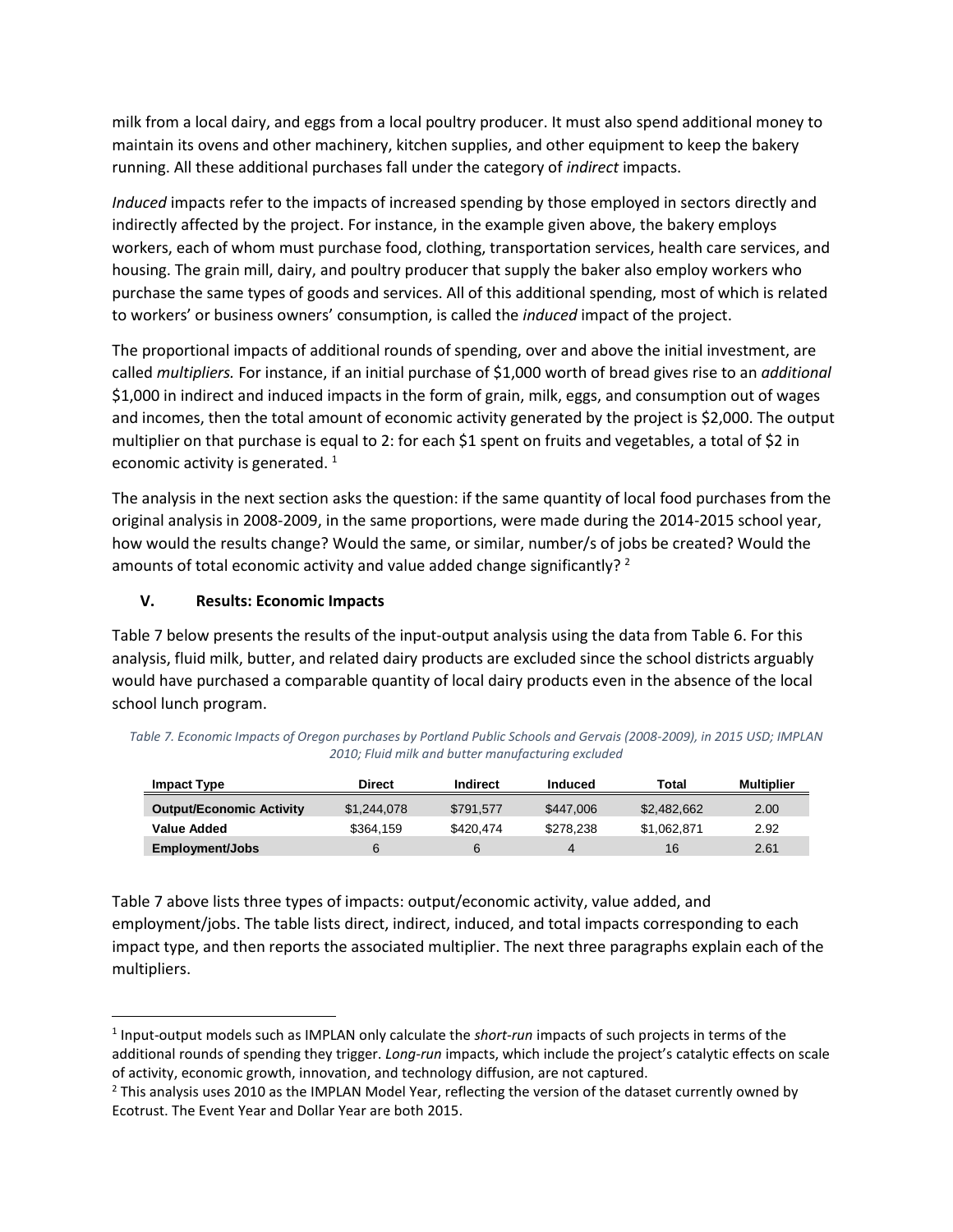milk from a local dairy, and eggs from a local poultry producer. It must also spend additional money to maintain its ovens and other machinery, kitchen supplies, and other equipment to keep the bakery running. All these additional purchases fall under the category of *indirect* impacts.

*Induced* impacts refer to the impacts of increased spending by those employed in sectors directly and indirectly affected by the project. For instance, in the example given above, the bakery employs workers, each of whom must purchase food, clothing, transportation services, health care services, and housing. The grain mill, dairy, and poultry producer that supply the baker also employ workers who purchase the same types of goods and services. All of this additional spending, most of which is related to workers' or business owners' consumption, is called the *induced* impact of the project.

The proportional impacts of additional rounds of spending, over and above the initial investment, are called *multipliers.* For instance, if an initial purchase of $1,000 worth of bread gives rise to an *additional* $1,000 in indirect and induced impacts in the form of grain, milk, eggs, and consumption out of wages and incomes, then the total amount of economic activity generated by the project is $2,000. The output multiplier on that purchase is equal to 2: for each $1 spent on fruits and vegetables, a total of $2 in economic activity is generated. [1]

The analysis in the next section asks the question: if the same quantity of local food purchases from the original analysis in 2008-2009, in the same proportions, were made during the 2014-2015 school year, how would the results change? Would the same, or similar, number/s of jobs be created? Would the amounts of total economic activity and value added change significantly? [2]

## V. Results: Economic Impacts

Table 7 below presents the results of the input-output analysis using the data from Table 6. For this analysis, fluid milk, butter, and related dairy products are excluded since the school districts arguably would have purchased a comparable quantity of local dairy products even in the absence of the local school lunch program.

*Table 7. Economic Impacts of Oregon purchases by Portland Public Schools and Gervais (2008-2009), in 2015 USD; IMPLAN 2010; Fluid milk and butter manufacturing excluded*

| Impact Type | Direct | Indirect | Induced | Total | Multiplier |
|---|---|---|---|---|---|
| **Output/Economic Activity** | $1,244,078 | $791,577 | $447,006 | $2,482,662 | 2.00 |
| **Value Added** | $364,159 | $420,474 | $278,238 | $1,062,871 | 2.92 |
| **Employment/Jobs** | 6 | 6 | 4 | 16 | 2.61 |

Table 7 above lists three types of impacts: output/economic activity, value added, and employment/jobs. The table lists direct, indirect, induced, and total impacts corresponding to each impact type, and then reports the associated multiplier. The next three paragraphs explain each of the multipliers.

---

[1] Input-output models such as IMPLAN only calculate the *short-run* impacts of such projects in terms of the additional rounds of spending they trigger. *Long-run* impacts, which include the project's catalytic effects on scale of activity, economic growth, innovation, and technology diffusion, are not captured.

[2] This analysis uses 2010 as the IMPLAN Model Year, reflecting the version of the dataset currently owned by Ecotrust. The Event Year and Dollar Year are both 2015.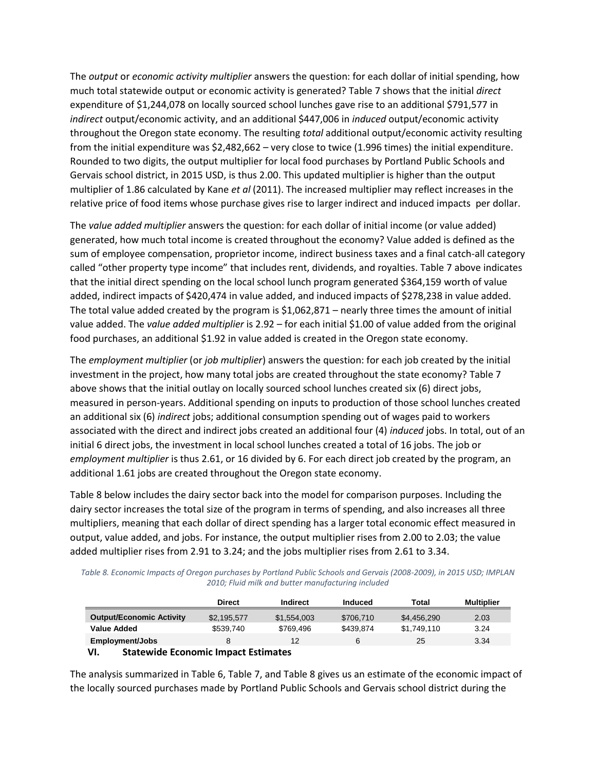The *output* or *economic activity multiplier* answers the question: for each dollar of initial spending, how much total statewide output or economic activity is generated? Table 7 shows that the initial *direct* expenditure of $1,244,078 on locally sourced school lunches gave rise to an additional $791,577 in *indirect* output/economic activity, and an additional $447,006 in *induced* output/economic activity throughout the Oregon state economy. The resulting *total* additional output/economic activity resulting from the initial expenditure was $2,482,662 – very close to twice (1.996 times) the initial expenditure. Rounded to two digits, the output multiplier for local food purchases by Portland Public Schools and Gervais school district, in 2015 USD, is thus 2.00. This updated multiplier is higher than the output multiplier of 1.86 calculated by Kane *et al* (2011). The increased multiplier may reflect increases in the relative price of food items whose purchase gives rise to larger indirect and induced impacts per dollar.

The *value added multiplier* answers the question: for each dollar of initial income (or value added) generated, how much total income is created throughout the economy? Value added is defined as the sum of employee compensation, proprietor income, indirect business taxes and a final catch-all category called "other property type income" that includes rent, dividends, and royalties. Table 7 above indicates that the initial direct spending on the local school lunch program generated $364,159 worth of value added, indirect impacts of $420,474 in value added, and induced impacts of $278,238 in value added. The total value added created by the program is $1,062,871 – nearly three times the amount of initial value added. The *value added multiplier* is 2.92 – for each initial $1.00 of value added from the original food purchases, an additional $1.92 in value added is created in the Oregon state economy.

The *employment multiplier* (or *job multiplier*) answers the question: for each job created by the initial investment in the project, how many total jobs are created throughout the state economy? Table 7 above shows that the initial outlay on locally sourced school lunches created six (6) direct jobs, measured in person-years. Additional spending on inputs to production of those school lunches created an additional six (6) *indirect* jobs; additional consumption spending out of wages paid to workers associated with the direct and indirect jobs created an additional four (4) *induced* jobs. In total, out of an initial 6 direct jobs, the investment in local school lunches created a total of 16 jobs. The job or *employment multiplier* is thus 2.61, or 16 divided by 6. For each direct job created by the program, an additional 1.61 jobs are created throughout the Oregon state economy.

Table 8 below includes the dairy sector back into the model for comparison purposes. Including the dairy sector increases the total size of the program in terms of spending, and also increases all three multipliers, meaning that each dollar of direct spending has a larger total economic effect measured in output, value added, and jobs. For instance, the output multiplier rises from 2.00 to 2.03; the value added multiplier rises from 2.91 to 3.24; and the jobs multiplier rises from 2.61 to 3.34.

*Table 8. Economic Impacts of Oregon purchases by Portland Public Schools and Gervais (2008-2009), in 2015 USD; IMPLAN 2010; Fluid milk and butter manufacturing included*

| | Direct | Indirect | Induced | Total | Multiplier |
|---|---|---|---|---|---|
| **Output/Economic Activity** | $2,195,577 | $1,554,003 | $706,710 | $4,456,290 | 2.03 |
| **Value Added** | $539,740 | $769,496 | $439,874 | $1,749,110 | 3.24 |
| **Employment/Jobs** | 8 | 12 | 6 | 25 | 3.34 |

## VI. Statewide Economic Impact Estimates

The analysis summarized in Table 6, Table 7, and Table 8 gives us an estimate of the economic impact of the locally sourced purchases made by Portland Public Schools and Gervais school district during the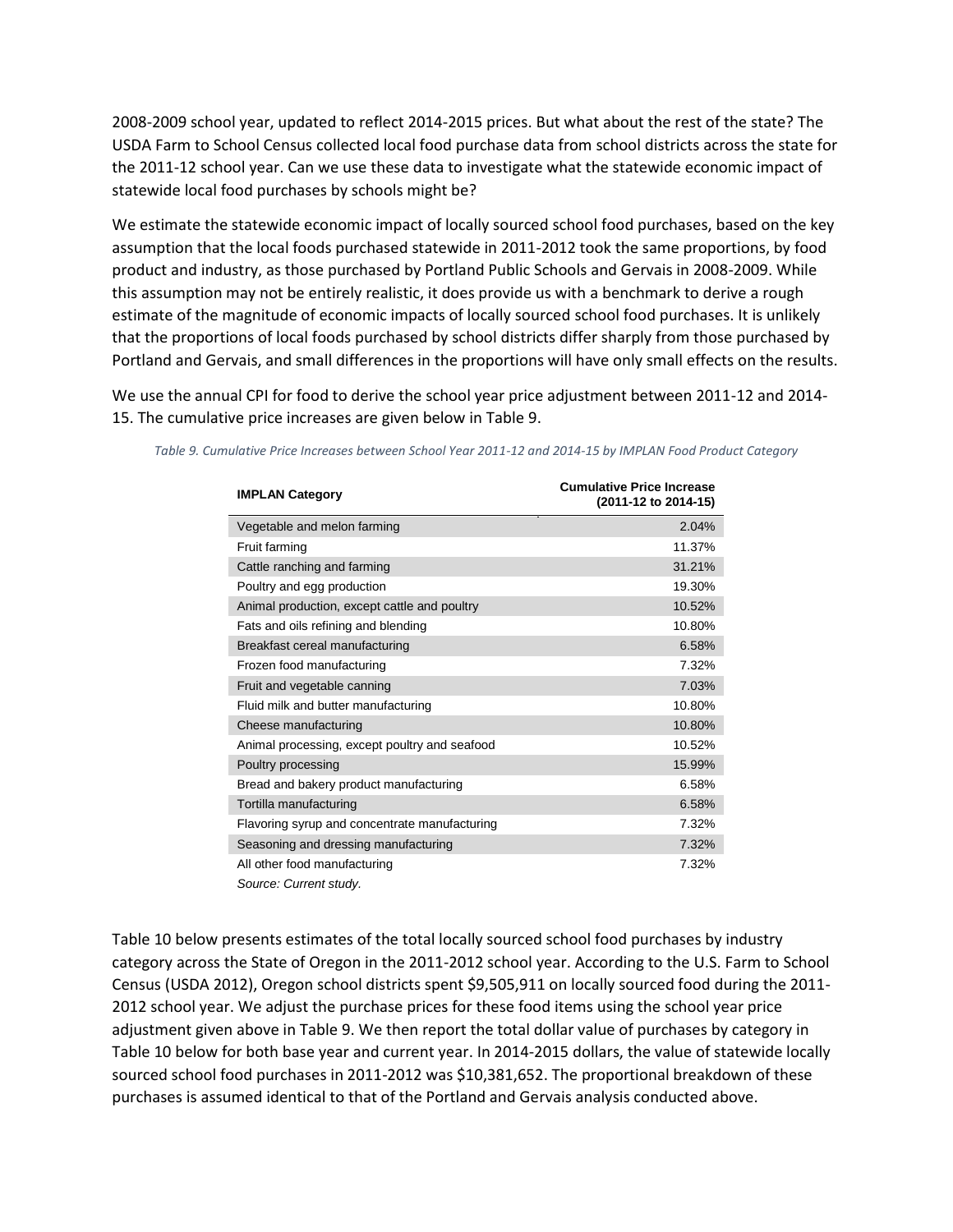2008-2009 school year, updated to reflect 2014-2015 prices. But what about the rest of the state? The USDA Farm to School Census collected local food purchase data from school districts across the state for the 2011-12 school year. Can we use these data to investigate what the statewide economic impact of statewide local food purchases by schools might be?

We estimate the statewide economic impact of locally sourced school food purchases, based on the key assumption that the local foods purchased statewide in 2011-2012 took the same proportions, by food product and industry, as those purchased by Portland Public Schools and Gervais in 2008-2009. While this assumption may not be entirely realistic, it does provide us with a benchmark to derive a rough estimate of the magnitude of economic impacts of locally sourced school food purchases. It is unlikely that the proportions of local foods purchased by school districts differ sharply from those purchased by Portland and Gervais, and small differences in the proportions will have only small effects on the results.

We use the annual CPI for food to derive the school year price adjustment between 2011-12 and 2014-15. The cumulative price increases are given below in Table 9.

*Table 9. Cumulative Price Increases between School Year 2011-12 and 2014-15 by IMPLAN Food Product Category*

| IMPLAN Category | Cumulative Price Increase (2011-12 to 2014-15) |
|---|---|
| Vegetable and melon farming | 2.04% |
| Fruit farming | 11.37% |
| Cattle ranching and farming | 31.21% |
| Poultry and egg production | 19.30% |
| Animal production, except cattle and poultry | 10.52% |
| Fats and oils refining and blending | 10.80% |
| Breakfast cereal manufacturing | 6.58% |
| Frozen food manufacturing | 7.32% |
| Fruit and vegetable canning | 7.03% |
| Fluid milk and butter manufacturing | 10.80% |
| Cheese manufacturing | 10.80% |
| Animal processing, except poultry and seafood | 10.52% |
| Poultry processing | 15.99% |
| Bread and bakery product manufacturing | 6.58% |
| Tortilla manufacturing | 6.58% |
| Flavoring syrup and concentrate manufacturing | 7.32% |
| Seasoning and dressing manufacturing | 7.32% |
| All other food manufacturing | 7.32% |

*Source: Current study.*

Table 10 below presents estimates of the total locally sourced school food purchases by industry category across the State of Oregon in the 2011-2012 school year. According to the U.S. Farm to School Census (USDA 2012), Oregon school districts spent $9,505,911 on locally sourced food during the 2011-2012 school year. We adjust the purchase prices for these food items using the school year price adjustment given above in Table 9. We then report the total dollar value of purchases by category in Table 10 below for both base year and current year. In 2014-2015 dollars, the value of statewide locally sourced school food purchases in 2011-2012 was $10,381,652. The proportional breakdown of these purchases is assumed identical to that of the Portland and Gervais analysis conducted above.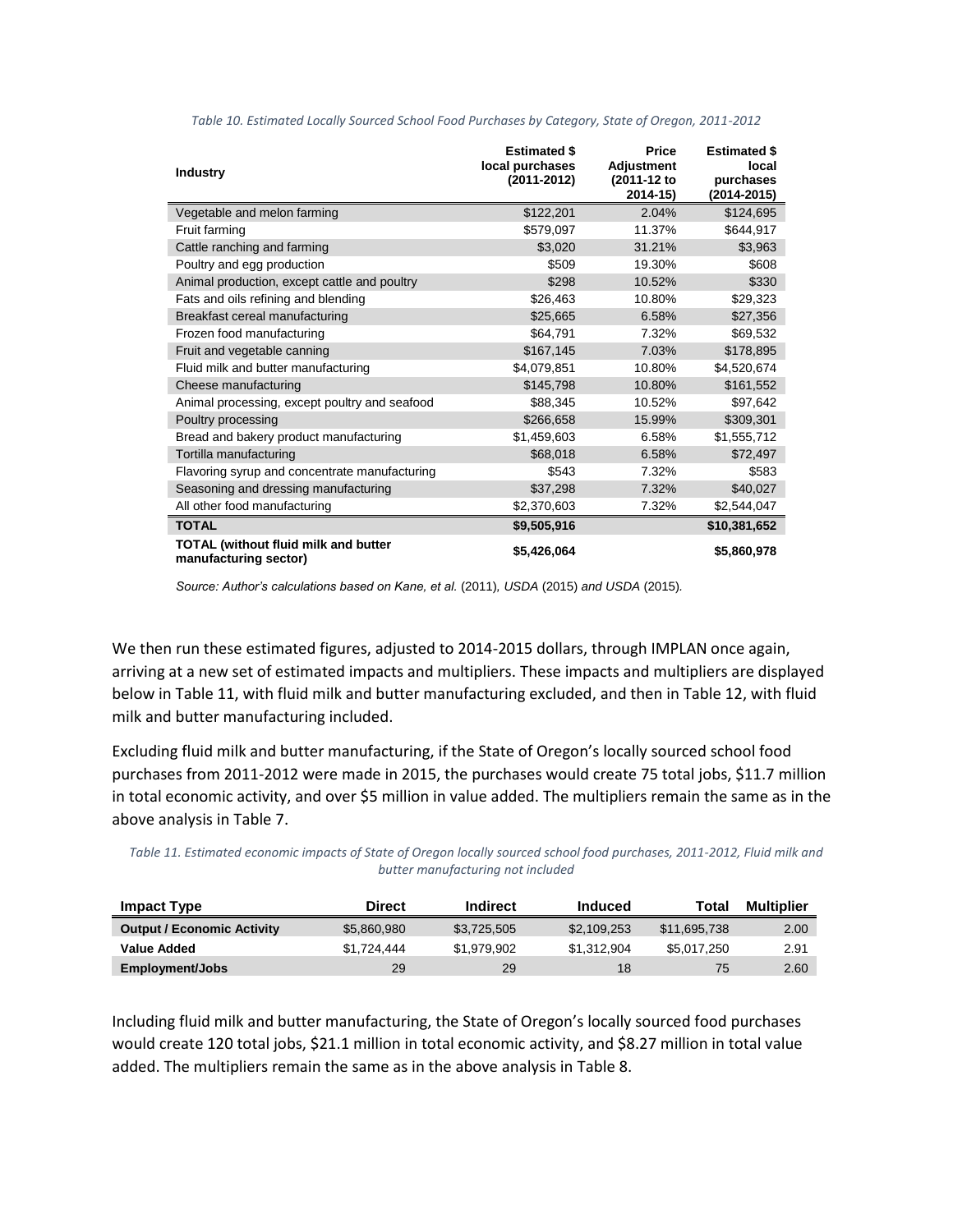*Table 10. Estimated Locally Sourced School Food Purchases by Category, State of Oregon, 2011-2012*

| Industry | Estimated $ local purchases (2011-2012) | Price Adjustment (2011-12 to 2014-15) | Estimated $ local purchases (2014-2015) |
|---|---|---|---|
| Vegetable and melon farming | $122,201 | 2.04% | $124,695 |
| Fruit farming | $579,097 | 11.37% | $644,917 |
| Cattle ranching and farming | $3,020 | 31.21% | $3,963 |
| Poultry and egg production | $509 | 19.30% | $608 |
| Animal production, except cattle and poultry | $298 | 10.52% | $330 |
| Fats and oils refining and blending | $26,463 | 10.80% | $29,323 |
| Breakfast cereal manufacturing | $25,665 | 6.58% | $27,356 |
| Frozen food manufacturing | $64,791 | 7.32% | $69,532 |
| Fruit and vegetable canning | $167,145 | 7.03% | $178,895 |
| Fluid milk and butter manufacturing | $4,079,851 | 10.80% | $4,520,674 |
| Cheese manufacturing | $145,798 | 10.80% | $161,552 |
| Animal processing, except poultry and seafood | $88,345 | 10.52% | $97,642 |
| Poultry processing | $266,658 | 15.99% | $309,301 |
| Bread and bakery product manufacturing | $1,459,603 | 6.58% | $1,555,712 |
| Tortilla manufacturing | $68,018 | 6.58% | $72,497 |
| Flavoring syrup and concentrate manufacturing | $543 | 7.32% | $583 |
| Seasoning and dressing manufacturing | $37,298 | 7.32% | $40,027 |
| All other food manufacturing | $2,370,603 | 7.32% | $2,544,047 |
| **TOTAL** | **$9,505,916** | | **$10,381,652** |
| **TOTAL (without fluid milk and butter manufacturing sector)** | **$5,426,064** | | **$5,860,978** |

*Source: Author's calculations based on Kane, et al. (2011), USDA (2015) and USDA (2015).*

We then run these estimated figures, adjusted to 2014-2015 dollars, through IMPLAN once again, arriving at a new set of estimated impacts and multipliers. These impacts and multipliers are displayed below in Table 11, with fluid milk and butter manufacturing excluded, and then in Table 12, with fluid milk and butter manufacturing included.

Excluding fluid milk and butter manufacturing, if the State of Oregon's locally sourced school food purchases from 2011-2012 were made in 2015, the purchases would create 75 total jobs, $11.7 million in total economic activity, and over $5 million in value added. The multipliers remain the same as in the above analysis in Table 7.

*Table 11. Estimated economic impacts of State of Oregon locally sourced school food purchases, 2011-2012, Fluid milk and butter manufacturing not included*

| Impact Type | Direct | Indirect | Induced | Total | Multiplier |
|---|---|---|---|---|---|
| **Output / Economic Activity** | $5,860,980 | $3,725,505 | $2,109,253 | $11,695,738 | 2.00 |
| **Value Added** | $1,724,444 | $1,979,902 | $1,312,904 | $5,017,250 | 2.91 |
| **Employment/Jobs** | 29 | 29 | 18 | 75 | 2.60 |

Including fluid milk and butter manufacturing, the State of Oregon's locally sourced food purchases would create 120 total jobs, $21.1 million in total economic activity, and $8.27 million in total value added. The multipliers remain the same as in the above analysis in Table 8.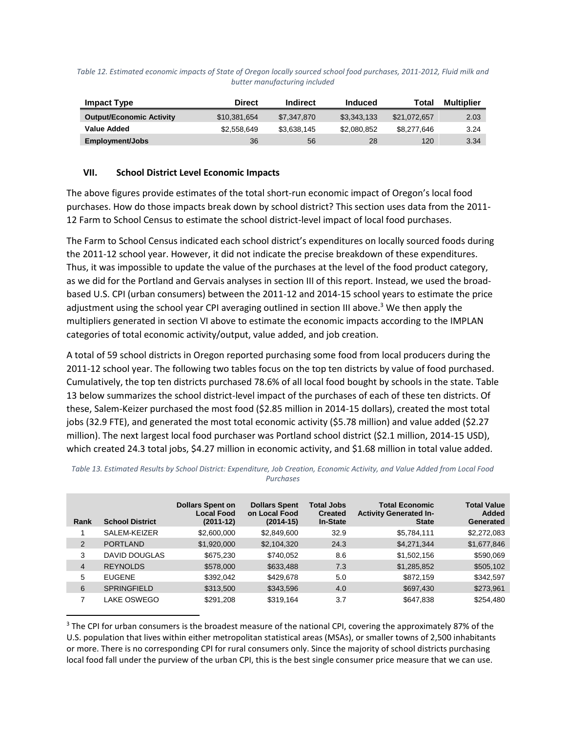*Table 12. Estimated economic impacts of State of Oregon locally sourced school food purchases, 2011-2012, Fluid milk and butter manufacturing included*

| Impact Type | Direct | Indirect | Induced | Total | Multiplier |
|---|---|---|---|---|---|
| **Output/Economic Activity** | $10,381,654 | $7,347,870 | $3,343,133 | $21,072,657 | 2.03 |
| **Value Added** | $2,558,649 | $3,638,145 | $2,080,852 | $8,277,646 | 3.24 |
| **Employment/Jobs** | 36 | 56 | 28 | 120 | 3.34 |

## VII. School District Level Economic Impacts

The above figures provide estimates of the total short-run economic impact of Oregon's local food purchases. How do those impacts break down by school district? This section uses data from the 2011-12 Farm to School Census to estimate the school district-level impact of local food purchases.

The Farm to School Census indicated each school district's expenditures on locally sourced foods during the 2011-12 school year. However, it did not indicate the precise breakdown of these expenditures. Thus, it was impossible to update the value of the purchases at the level of the food product category, as we did for the Portland and Gervais analyses in section III of this report. Instead, we used the broad-based U.S. CPI (urban consumers) between the 2011-12 and 2014-15 school years to estimate the price adjustment using the school year CPI averaging outlined in section III above.[3] We then apply the multipliers generated in section VI above to estimate the economic impacts according to the IMPLAN categories of total economic activity/output, value added, and job creation.

A total of 59 school districts in Oregon reported purchasing some food from local producers during the 2011-12 school year. The following two tables focus on the top ten districts by value of food purchased. Cumulatively, the top ten districts purchased 78.6% of all local food bought by schools in the state. Table 13 below summarizes the school district-level impact of the purchases of each of these ten districts. Of these, Salem-Keizer purchased the most food ($2.85 million in 2014-15 dollars), created the most total jobs (32.9 FTE), and generated the most total economic activity ($5.78 million) and value added ($2.27 million). The next largest local food purchaser was Portland school district ($2.1 million, 2014-15 USD), which created 24.3 total jobs, $4.27 million in economic activity, and $1.68 million in total value added.

*Table 13. Estimated Results by School District: Expenditure, Job Creation, Economic Activity, and Value Added from Local Food Purchases*

| Rank | School District | Dollars Spent on Local Food (2011-12) | Dollars Spent on Local Food (2014-15) | Total Jobs Created In-State | Total Economic Activity Generated In-State | Total Value Added Generated |
|---|---|---|---|---|---|---|
| 1 | SALEM-KEIZER | $2,600,000 | $2,849,600 | 32.9 | $5,784,111 | $2,272,083 |
| 2 | PORTLAND | $1,920,000 | $2,104,320 | 24.3 | $4,271,344 | $1,677,846 |
| 3 | DAVID DOUGLAS | $675,230 | $740,052 | 8.6 | $1,502,156 | $590,069 |
| 4 | REYNOLDS | $578,000 | $633,488 | 7.3 | $1,285,852 | $505,102 |
| 5 | EUGENE | $392,042 | $429,678 | 5.0 | $872,159 | $342,597 |
| 6 | SPRINGFIELD | $313,500 | $343,596 | 4.0 | $697,430 | $273,961 |
| 7 | LAKE OSWEGO | $291,208 | $319,164 | 3.7 | $647,838 | $254,480 |

[3] The CPI for urban consumers is the broadest measure of the national CPI, covering the approximately 87% of the U.S. population that lives within either metropolitan statistical areas (MSAs), or smaller towns of 2,500 inhabitants or more. There is no corresponding CPI for rural consumers only. Since the majority of school districts purchasing local food fall under the purview of the urban CPI, this is the best single consumer price measure that we can use.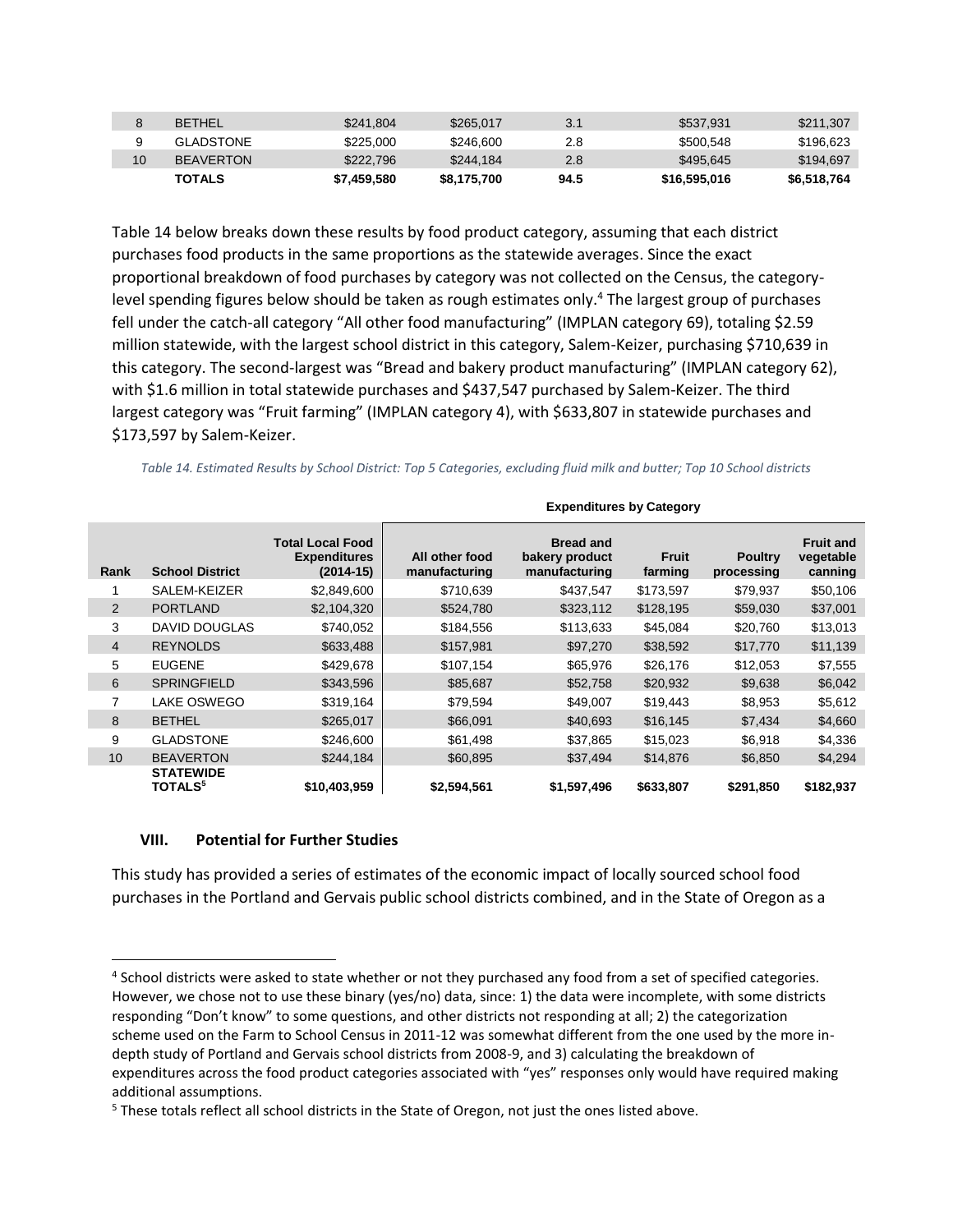| 8 | BETHEL | $241,804 | $265,017 | 3.1 | $537,931 | $211,307 |
|---|---|---|---|---|---|---|
| 9 | GLADSTONE | $225,000 | $246,600 | 2.8 | $500,548 | $196,623 |
| 10 | BEAVERTON | $222,796 | $244,184 | 2.8 | $495,645 | $194,697 |
| | **TOTALS** | **$7,459,580** | **$8,175,700** | **94.5** | **$16,595,016** | **$6,518,764** |

Table 14 below breaks down these results by food product category, assuming that each district purchases food products in the same proportions as the statewide averages. Since the exact proportional breakdown of food purchases by category was not collected on the Census, the category-level spending figures below should be taken as rough estimates only.[4] The largest group of purchases fell under the catch-all category "All other food manufacturing" (IMPLAN category 69), totaling $2.59 million statewide, with the largest school district in this category, Salem-Keizer, purchasing $710,639 in this category. The second-largest was "Bread and bakery product manufacturing" (IMPLAN category 62), with $1.6 million in total statewide purchases and $437,547 purchased by Salem-Keizer. The third largest category was "Fruit farming" (IMPLAN category 4), with $633,807 in statewide purchases and $173,597 by Salem-Keizer.

*Table 14. Estimated Results by School District: Top 5 Categories, excluding fluid milk and butter; Top 10 School districts*

| | | | Expenditures by Category | | | | |
|---|---|---|---|---|---|---|---|
| **Rank** | **School District** | **Total Local Food Expenditures (2014-15)** | **All other food manufacturing** | **Bread and bakery product manufacturing** | **Fruit farming** | **Poultry processing** | **Fruit and vegetable canning** |
| 1 | SALEM-KEIZER | $2,849,600 | $710,639 | $437,547 | $173,597 | $79,937 | $50,106 |
| 2 | PORTLAND | $2,104,320 | $524,780 | $323,112 | $128,195 | $59,030 | $37,001 |
| 3 | DAVID DOUGLAS | $740,052 | $184,556 | $113,633 | $45,084 | $20,760 | $13,013 |
| 4 | REYNOLDS | $633,488 | $157,981 | $97,270 | $38,592 | $17,770 | $11,139 |
| 5 | EUGENE | $429,678 | $107,154 | $65,976 | $26,176 | $12,053 | $7,555 |
| 6 | SPRINGFIELD | $343,596 | $85,687 | $52,758 | $20,932 | $9,638 | $6,042 |
| 7 | LAKE OSWEGO | $319,164 | $79,594 | $49,007 | $19,443 | $8,953 | $5,612 |
| 8 | BETHEL | $265,017 | $66,091 | $40,693 | $16,145 | $7,434 | $4,660 |
| 9 | GLADSTONE | $246,600 | $61,498 | $37,865 | $15,023 | $6,918 | $4,336 |
| 10 | BEAVERTON | $244,184 | $60,895 | $37,494 | $14,876 | $6,850 | $4,294 |
| | **STATEWIDE TOTALS[5]** | **$10,403,959** | **$2,594,561** | **$1,597,496** | **$633,807** | **$291,850** | **$182,937** |

### VIII. Potential for Further Studies

This study has provided a series of estimates of the economic impact of locally sourced school food purchases in the Portland and Gervais public school districts combined, and in the State of Oregon as a

---

[4] School districts were asked to state whether or not they purchased any food from a set of specified categories. However, we chose not to use these binary (yes/no) data, since: 1) the data were incomplete, with some districts responding "Don't know" to some questions, and other districts not responding at all; 2) the categorization scheme used on the Farm to School Census in 2011-12 was somewhat different from the one used by the more in-depth study of Portland and Gervais school districts from 2008-9, and 3) calculating the breakdown of expenditures across the food product categories associated with "yes" responses only would have required making additional assumptions.

[5] These totals reflect all school districts in the State of Oregon, not just the ones listed above.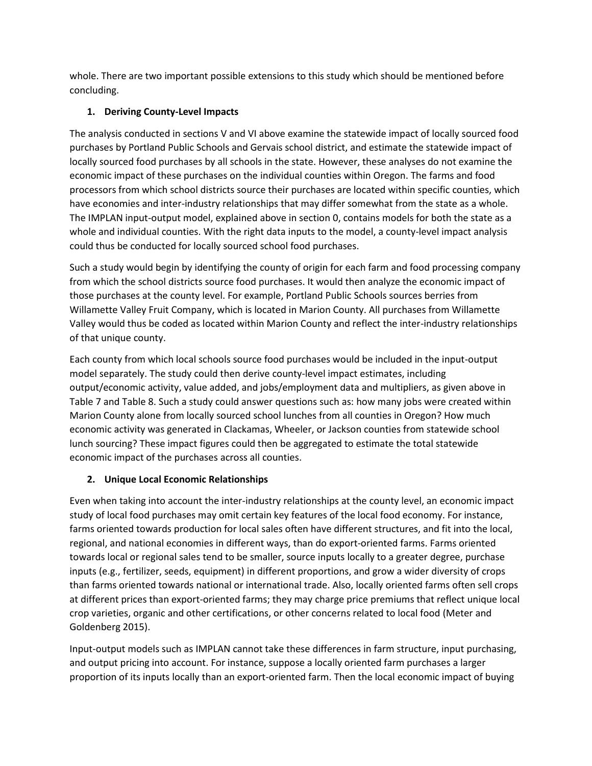whole. There are two important possible extensions to this study which should be mentioned before concluding.

### 1. Deriving County-Level Impacts

The analysis conducted in sections V and VI above examine the statewide impact of locally sourced food purchases by Portland Public Schools and Gervais school district, and estimate the statewide impact of locally sourced food purchases by all schools in the state. However, these analyses do not examine the economic impact of these purchases on the individual counties within Oregon. The farms and food processors from which school districts source their purchases are located within specific counties, which have economies and inter-industry relationships that may differ somewhat from the state as a whole. The IMPLAN input-output model, explained above in section 0, contains models for both the state as a whole and individual counties. With the right data inputs to the model, a county-level impact analysis could thus be conducted for locally sourced school food purchases.

Such a study would begin by identifying the county of origin for each farm and food processing company from which the school districts source food purchases. It would then analyze the economic impact of those purchases at the county level. For example, Portland Public Schools sources berries from Willamette Valley Fruit Company, which is located in Marion County. All purchases from Willamette Valley would thus be coded as located within Marion County and reflect the inter-industry relationships of that unique county.

Each county from which local schools source food purchases would be included in the input-output model separately. The study could then derive county-level impact estimates, including output/economic activity, value added, and jobs/employment data and multipliers, as given above in Table 7 and Table 8. Such a study could answer questions such as: how many jobs were created within Marion County alone from locally sourced school lunches from all counties in Oregon? How much economic activity was generated in Clackamas, Wheeler, or Jackson counties from statewide school lunch sourcing? These impact figures could then be aggregated to estimate the total statewide economic impact of the purchases across all counties.

### 2. Unique Local Economic Relationships

Even when taking into account the inter-industry relationships at the county level, an economic impact study of local food purchases may omit certain key features of the local food economy. For instance, farms oriented towards production for local sales often have different structures, and fit into the local, regional, and national economies in different ways, than do export-oriented farms. Farms oriented towards local or regional sales tend to be smaller, source inputs locally to a greater degree, purchase inputs (e.g., fertilizer, seeds, equipment) in different proportions, and grow a wider diversity of crops than farms oriented towards national or international trade. Also, locally oriented farms often sell crops at different prices than export-oriented farms; they may charge price premiums that reflect unique local crop varieties, organic and other certifications, or other concerns related to local food (Meter and Goldenberg 2015).

Input-output models such as IMPLAN cannot take these differences in farm structure, input purchasing, and output pricing into account. For instance, suppose a locally oriented farm purchases a larger proportion of its inputs locally than an export-oriented farm. Then the local economic impact of buying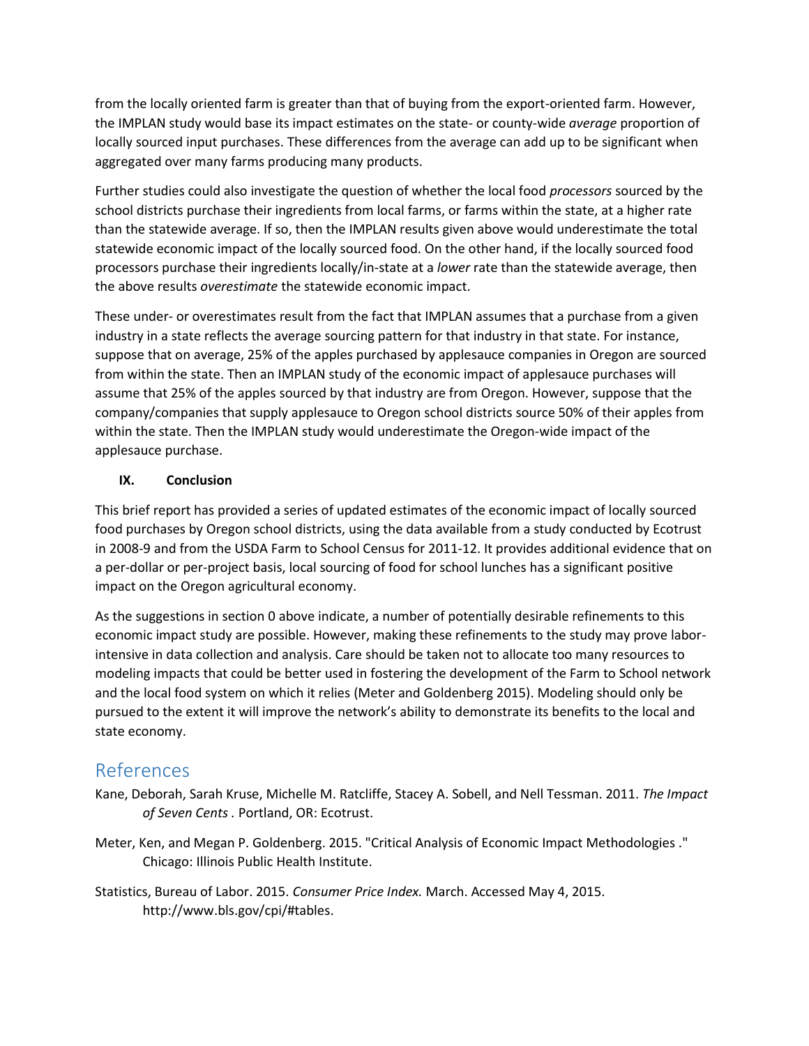from the locally oriented farm is greater than that of buying from the export-oriented farm. However, the IMPLAN study would base its impact estimates on the state- or county-wide *average* proportion of locally sourced input purchases. These differences from the average can add up to be significant when aggregated over many farms producing many products.

Further studies could also investigate the question of whether the local food *processors* sourced by the school districts purchase their ingredients from local farms, or farms within the state, at a higher rate than the statewide average. If so, then the IMPLAN results given above would underestimate the total statewide economic impact of the locally sourced food. On the other hand, if the locally sourced food processors purchase their ingredients locally/in-state at a *lower* rate than the statewide average, then the above results *overestimate* the statewide economic impact.

These under- or overestimates result from the fact that IMPLAN assumes that a purchase from a given industry in a state reflects the average sourcing pattern for that industry in that state. For instance, suppose that on average, 25% of the apples purchased by applesauce companies in Oregon are sourced from within the state. Then an IMPLAN study of the economic impact of applesauce purchases will assume that 25% of the apples sourced by that industry are from Oregon. However, suppose that the company/companies that supply applesauce to Oregon school districts source 50% of their apples from within the state. Then the IMPLAN study would underestimate the Oregon-wide impact of the applesauce purchase.

### IX. Conclusion

This brief report has provided a series of updated estimates of the economic impact of locally sourced food purchases by Oregon school districts, using the data available from a study conducted by Ecotrust in 2008-9 and from the USDA Farm to School Census for 2011-12. It provides additional evidence that on a per-dollar or per-project basis, local sourcing of food for school lunches has a significant positive impact on the Oregon agricultural economy.

As the suggestions in section 0 above indicate, a number of potentially desirable refinements to this economic impact study are possible. However, making these refinements to the study may prove labor-intensive in data collection and analysis. Care should be taken not to allocate too many resources to modeling impacts that could be better used in fostering the development of the Farm to School network and the local food system on which it relies (Meter and Goldenberg 2015). Modeling should only be pursued to the extent it will improve the network's ability to demonstrate its benefits to the local and state economy.

## References

Kane, Deborah, Sarah Kruse, Michelle M. Ratcliffe, Stacey A. Sobell, and Nell Tessman. 2011. *The Impact of Seven Cents .* Portland, OR: Ecotrust.

Meter, Ken, and Megan P. Goldenberg. 2015. "Critical Analysis of Economic Impact Methodologies ." Chicago: Illinois Public Health Institute.

Statistics, Bureau of Labor. 2015. *Consumer Price Index.* March. Accessed May 4, 2015. http://www.bls.gov/cpi/#tables.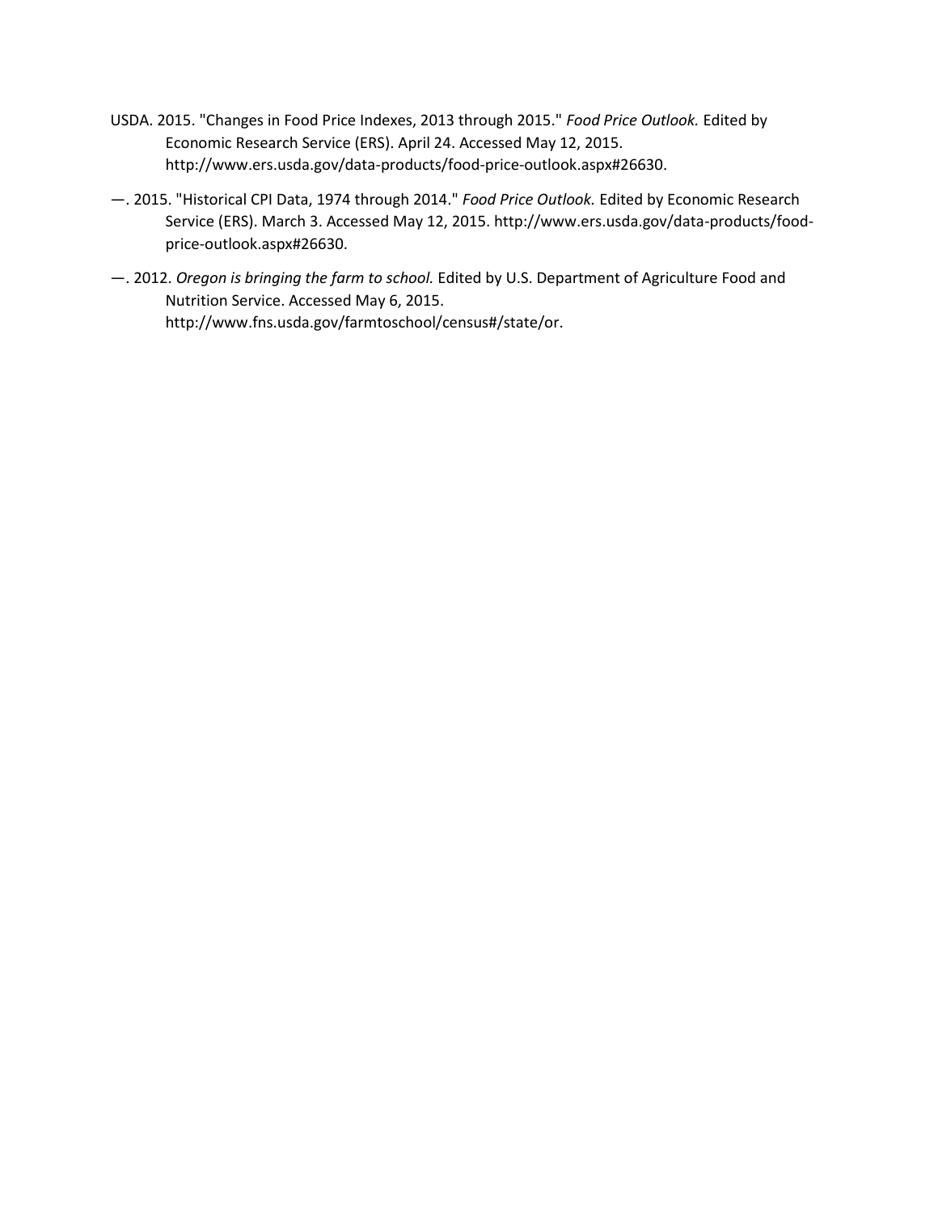USDA. 2015. "Changes in Food Price Indexes, 2013 through 2015." *Food Price Outlook.* Edited by Economic Research Service (ERS). April 24. Accessed May 12, 2015. http://www.ers.usda.gov/data-products/food-price-outlook.aspx#26630.

—. 2015. "Historical CPI Data, 1974 through 2014." *Food Price Outlook.* Edited by Economic Research Service (ERS). March 3. Accessed May 12, 2015. http://www.ers.usda.gov/data-products/food-price-outlook.aspx#26630.

—. 2012. *Oregon is bringing the farm to school.* Edited by U.S. Department of Agriculture Food and Nutrition Service. Accessed May 6, 2015. http://www.fns.usda.gov/farmtoschool/census#/state/or.